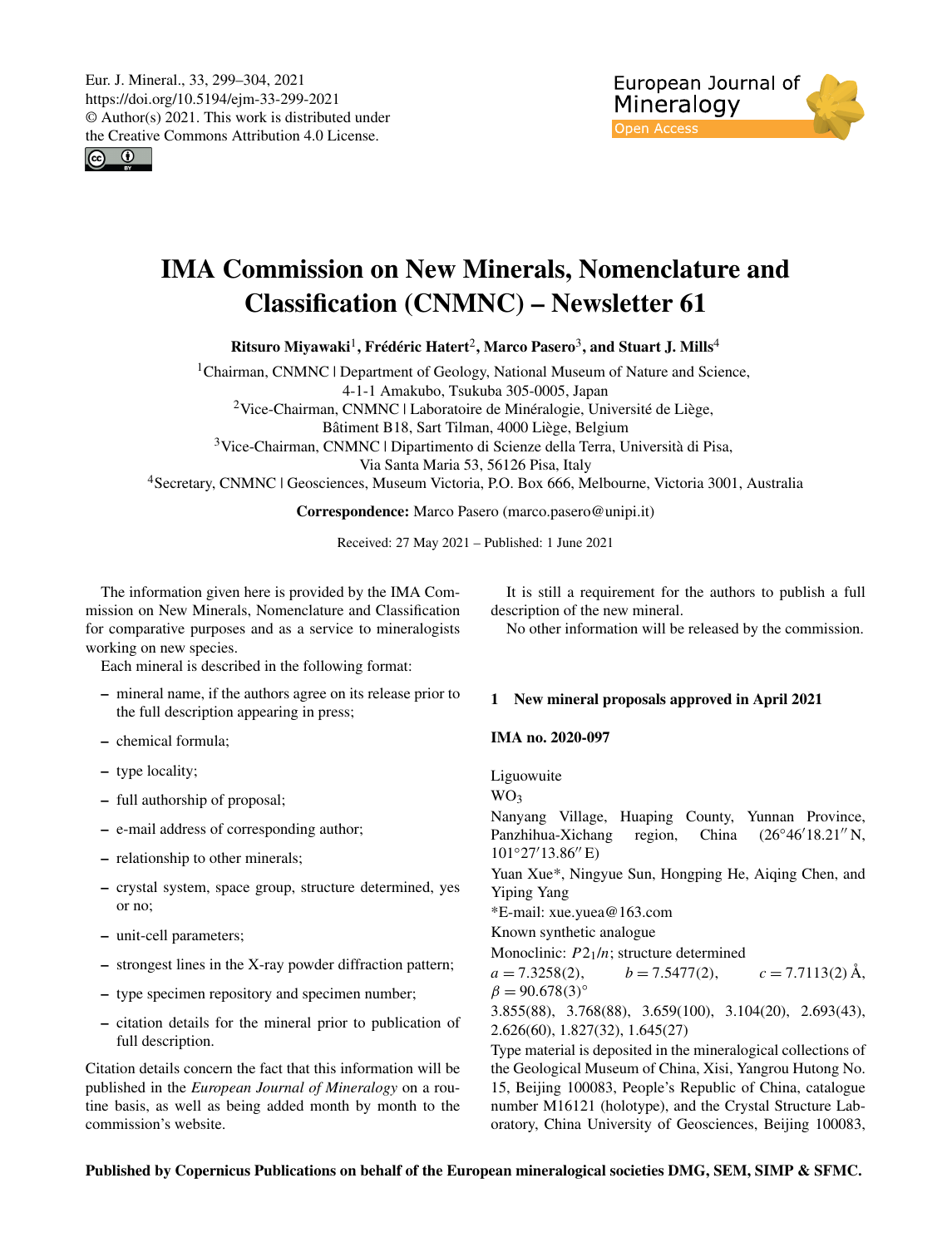# IMA Commission on New Minerals, Nomenclature and Classification (CNMNC) – Newsletter 61

**Ritsuro Miyawaki[1], Frédéric Hatert[2], Marco Pasero[3], and Stuart J. Mills[4]**

[1]Chairman, CNMNC | Department of Geology, National Museum of Nature and Science, 4-1-1 Amakubo, Tsukuba 305-0005, Japan

[2]Vice-Chairman, CNMNC | Laboratoire de Minéralogie, Université de Liège, Bâtiment B18, Sart Tilman, 4000 Liège, Belgium

[3]Vice-Chairman, CNMNC | Dipartimento di Scienze della Terra, Università di Pisa, Via Santa Maria 53, 56126 Pisa, Italy

[4]Secretary, CNMNC | Geosciences, Museum Victoria, P.O. Box 666, Melbourne, Victoria 3001, Australia

**Correspondence:** Marco Pasero (marco.pasero@unipi.it)

Received: 27 May 2021 – Published: 1 June 2021

The information given here is provided by the IMA Commission on New Minerals, Nomenclature and Classification for comparative purposes and as a service to mineralogists working on new species.

Each mineral is described in the following format:

- mineral name, if the authors agree on its release prior to the full description appearing in press;
- chemical formula;
- type locality;
- full authorship of proposal;
- e-mail address of corresponding author;
- relationship to other minerals;
- crystal system, space group, structure determined, yes or no;
- unit-cell parameters;
- strongest lines in the X-ray powder diffraction pattern;
- type specimen repository and specimen number;
- citation details for the mineral prior to publication of full description.

Citation details concern the fact that this information will be published in the *European Journal of Mineralogy* on a routine basis, as well as being added month by month to the commission's website.

It is still a requirement for the authors to publish a full description of the new mineral.

No other information will be released by the commission.

## 1 New mineral proposals approved in April 2021

### IMA no. 2020-097

Liguowuite

$WO_3$

Nanyang Village, Huaping County, Yunnan Province, Panzhihua-Xichang region, China (26°46′18.21″ N, 101°27′13.86″ E)

Yuan Xue*, Ningyue Sun, Hongping He, Aiqing Chen, and Yiping Yang

*E-mail: xue.yuea@163.com

Known synthetic analogue

Monoclinic: $P2_1/n$; structure determined

$a = 7.3258(2)$, $b = 7.5477(2)$, $c = 7.7113(2)$ Å, $\beta = 90.678(3)°$

3.855(88), 3.768(88), 3.659(100), 3.104(20), 2.693(43), 2.626(60), 1.827(32), 1.645(27)

Type material is deposited in the mineralogical collections of the Geological Museum of China, Xisi, Yangrou Hutong No. 15, Beijing 100083, People's Republic of China, catalogue number M16121 (holotype), and the Crystal Structure Laboratory, China University of Geosciences, Beijing 100083,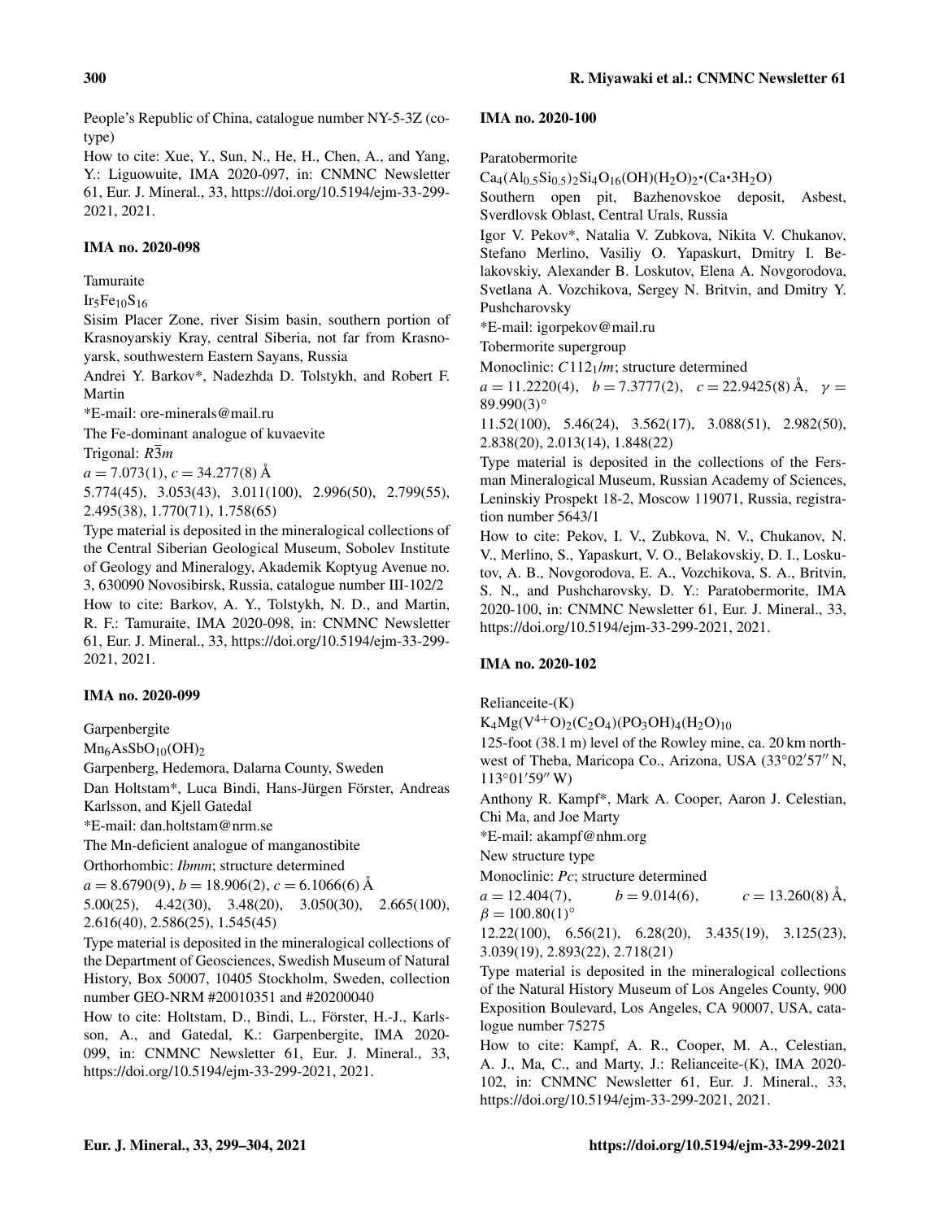People's Republic of China, catalogue number NY-5-3Z (cotype)

How to cite: Xue, Y., Sun, N., He, H., Chen, A., and Yang, Y.: Liguowuite, IMA 2020-097, in: CNMNC Newsletter 61, Eur. J. Mineral., 33, https://doi.org/10.5194/ejm-33-299-2021, 2021.

### IMA no. 2020-098

Tamuraite

$Ir_5Fe_{10}S_{16}$

Sisim Placer Zone, river Sisim basin, southern portion of Krasnoyarskiy Kray, central Siberia, not far from Krasnoyarsk, southwestern Eastern Sayans, Russia

Andrei Y. Barkov*, Nadezhda D. Tolstykh, and Robert F. Martin

*E-mail: ore-minerals@mail.ru

The Fe-dominant analogue of kuvaevite

Trigonal: $R\bar{3}m$

$a = 7.073(1)$, $c = 34.277(8)$ Å

5.774(45), 3.053(43), 3.011(100), 2.996(50), 2.799(55), 2.495(38), 1.770(71), 1.758(65)

Type material is deposited in the mineralogical collections of the Central Siberian Geological Museum, Sobolev Institute of Geology and Mineralogy, Akademik Koptyug Avenue no. 3, 630090 Novosibirsk, Russia, catalogue number III-102/2

How to cite: Barkov, A. Y., Tolstykh, N. D., and Martin, R. F.: Tamuraite, IMA 2020-098, in: CNMNC Newsletter 61, Eur. J. Mineral., 33, https://doi.org/10.5194/ejm-33-299-2021, 2021.

### IMA no. 2020-099

Garpenbergite

$Mn_6AsSbO_{10}(OH)_2$

Garpenberg, Hedemora, Dalarna County, Sweden

Dan Holtstam*, Luca Bindi, Hans-Jürgen Förster, Andreas Karlsson, and Kjell Gatedal

*E-mail: dan.holtstam@nrm.se

The Mn-deficient analogue of manganostibite

Orthorhombic: *Ibmm*; structure determined

$a = 8.6790(9)$, $b = 18.906(2)$, $c = 6.1066(6)$ Å

5.00(25), 4.42(30), 3.48(20), 3.050(30), 2.665(100), 2.616(40), 2.586(25), 1.545(45)

Type material is deposited in the mineralogical collections of the Department of Geosciences, Swedish Museum of Natural History, Box 50007, 10405 Stockholm, Sweden, collection number GEO-NRM #20010351 and #20200040

How to cite: Holtstam, D., Bindi, L., Förster, H.-J., Karlsson, A., and Gatedal, K.: Garpenbergite, IMA 2020-099, in: CNMNC Newsletter 61, Eur. J. Mineral., 33, https://doi.org/10.5194/ejm-33-299-2021, 2021.

### IMA no. 2020-100

Paratobermorite

$Ca_4(Al_{0.5}Si_{0.5})_2Si_4O_{16}(OH)(H_2O)_2{\bullet}(Ca{\bullet}3H_2O)$

Southern open pit, Bazhenovskoe deposit, Asbest, Sverdlovsk Oblast, Central Urals, Russia

Igor V. Pekov*, Natalia V. Zubkova, Nikita V. Chukanov, Stefano Merlino, Vasiliy O. Yapaskurt, Dmitry I. Belakovskiy, Alexander B. Loskutov, Elena A. Novgorodova, Svetlana A. Vozchikova, Sergey N. Britvin, and Dmitry Y. Pushcharovsky

*E-mail: igorpekov@mail.ru

Tobermorite supergroup

Monoclinic: $C112_1/m$; structure determined

$a = 11.2220(4)$, $b = 7.3777(2)$, $c = 22.9425(8)$ Å, $\gamma = 89.990(3)°$

11.52(100), 5.46(24), 3.562(17), 3.088(51), 2.982(50), 2.838(20), 2.013(14), 1.848(22)

Type material is deposited in the collections of the Fersman Mineralogical Museum, Russian Academy of Sciences, Leninskiy Prospekt 18-2, Moscow 119071, Russia, registration number 5643/1

How to cite: Pekov, I. V., Zubkova, N. V., Chukanov, N. V., Merlino, S., Yapaskurt, V. O., Belakovskiy, D. I., Loskutov, A. B., Novgorodova, E. A., Vozchikova, S. A., Britvin, S. N., and Pushcharovsky, D. Y.: Paratobermorite, IMA 2020-100, in: CNMNC Newsletter 61, Eur. J. Mineral., 33, https://doi.org/10.5194/ejm-33-299-2021, 2021.

### IMA no. 2020-102

Relianceite-(K)

$K_4Mg(V^{4+}O)_2(C_2O_4)(PO_3OH)_4(H_2O)_{10}$

125-foot (38.1 m) level of the Rowley mine, ca. 20 km northwest of Theba, Maricopa Co., Arizona, USA (33°02′57′′ N, 113°01′59′′ W)

Anthony R. Kampf*, Mark A. Cooper, Aaron J. Celestian, Chi Ma, and Joe Marty

*E-mail: akampf@nhm.org

New structure type

Monoclinic: *Pc*; structure determined

$a = 12.404(7)$, $b = 9.014(6)$, $c = 13.260(8)$ Å, $\beta = 100.80(1)°$

12.22(100), 6.56(21), 6.28(20), 3.435(19), 3.125(23), 3.039(19), 2.893(22), 2.718(21)

Type material is deposited in the mineralogical collections of the Natural History Museum of Los Angeles County, 900 Exposition Boulevard, Los Angeles, CA 90007, USA, catalogue number 75275

How to cite: Kampf, A. R., Cooper, M. A., Celestian, A. J., Ma, C., and Marty, J.: Relianceite-(K), IMA 2020-102, in: CNMNC Newsletter 61, Eur. J. Mineral., 33, https://doi.org/10.5194/ejm-33-299-2021, 2021.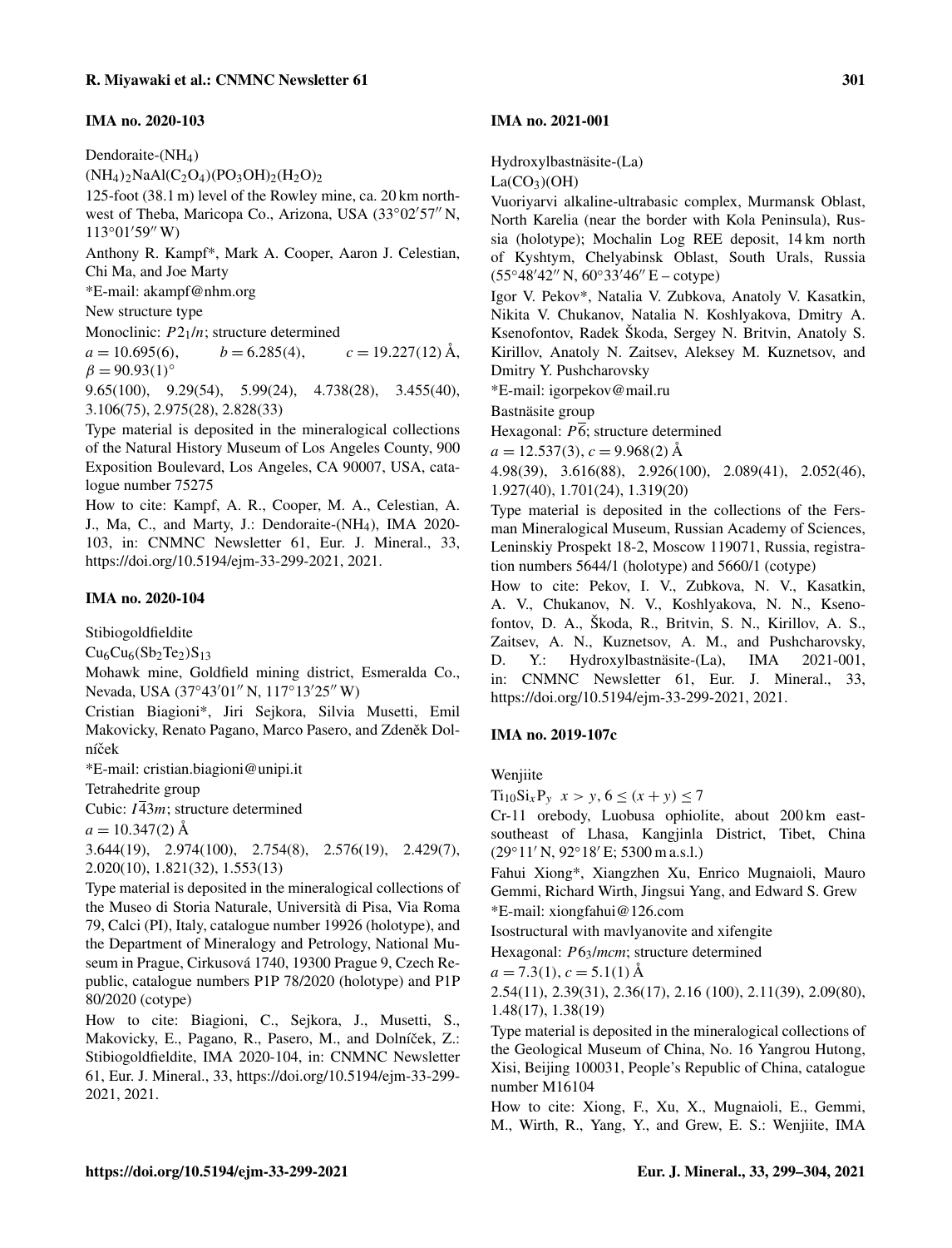### IMA no. 2020-103

Dendoraite-($NH_4$)

$(NH_4)_2NaAl(C_2O_4)(PO_3OH)_2(H_2O)_2$

125-foot (38.1 m) level of the Rowley mine, ca. 20 km northwest of Theba, Maricopa Co., Arizona, USA (33°02′57″ N, 113°01′59″ W)

Anthony R. Kampf*, Mark A. Cooper, Aaron J. Celestian, Chi Ma, and Joe Marty

*E-mail: akampf@nhm.org

New structure type

Monoclinic: $P2_1/n$; structure determined

$a = 10.695(6)$, $b = 6.285(4)$, $c = 19.227(12)$ Å, $\beta = 90.93(1)°$

9.65(100), 9.29(54), 5.99(24), 4.738(28), 3.455(40), 3.106(75), 2.975(28), 2.828(33)

Type material is deposited in the mineralogical collections of the Natural History Museum of Los Angeles County, 900 Exposition Boulevard, Los Angeles, CA 90007, USA, catalogue number 75275

How to cite: Kampf, A. R., Cooper, M. A., Celestian, A. J., Ma, C., and Marty, J.: Dendoraite-($NH_4$), IMA 2020-103, in: CNMNC Newsletter 61, Eur. J. Mineral., 33, https://doi.org/10.5194/ejm-33-299-2021, 2021.

### IMA no. 2020-104

Stibiogoldfieldite

$Cu_6Cu_6(Sb_2Te_2)S_{13}$

Mohawk mine, Goldfield mining district, Esmeralda Co., Nevada, USA (37°43′01″ N, 117°13′25″ W)

Cristian Biagioni*, Jiri Sejkora, Silvia Musetti, Emil Makovicky, Renato Pagano, Marco Pasero, and Zdeněk Dolníček

*E-mail: cristian.biagioni@unipi.it

Tetrahedrite group

Cubic: $I\bar{4}3m$; structure determined

$a = 10.347(2)$ Å

3.644(19), 2.974(100), 2.754(8), 2.576(19), 2.429(7), 2.020(10), 1.821(32), 1.553(13)

Type material is deposited in the mineralogical collections of the Museo di Storia Naturale, Università di Pisa, Via Roma 79, Calci (PI), Italy, catalogue number 19926 (holotype), and the Department of Mineralogy and Petrology, National Museum in Prague, Cirkusová 1740, 19300 Prague 9, Czech Republic, catalogue numbers P1P 78/2020 (holotype) and P1P 80/2020 (cotype)

How to cite: Biagioni, C., Sejkora, J., Musetti, S., Makovicky, E., Pagano, R., Pasero, M., and Dolníček, Z.: Stibiogoldfieldite, IMA 2020-104, in: CNMNC Newsletter 61, Eur. J. Mineral., 33, https://doi.org/10.5194/ejm-33-299-2021, 2021.

### IMA no. 2021-001

Hydroxylbastnäsite-(La)

$La(CO_3)(OH)$

Vuoriyarvi alkaline-ultrabasic complex, Murmansk Oblast, North Karelia (near the border with Kola Peninsula), Russia (holotype); Mochalin Log REE deposit, 14 km north of Kyshtym, Chelyabinsk Oblast, South Urals, Russia (55°48′42″ N, 60°33′46″ E – cotype)

Igor V. Pekov*, Natalia V. Zubkova, Anatoly V. Kasatkin, Nikita V. Chukanov, Natalia N. Koshlyakova, Dmitry A. Ksenofontov, Radek Škoda, Sergey N. Britvin, Anatoly S. Kirillov, Anatoly N. Zaitsev, Aleksey M. Kuznetsov, and Dmitry Y. Pushcharovsky

*E-mail: igorpekov@mail.ru

Bastnäsite group

Hexagonal: $P\bar{6}$; structure determined

$a = 12.537(3)$, $c = 9.968(2)$ Å

4.98(39), 3.616(88), 2.926(100), 2.089(41), 2.052(46), 1.927(40), 1.701(24), 1.319(20)

Type material is deposited in the collections of the Fersman Mineralogical Museum, Russian Academy of Sciences, Leninskiy Prospekt 18-2, Moscow 119071, Russia, registration numbers 5644/1 (holotype) and 5660/1 (cotype)

How to cite: Pekov, I. V., Zubkova, N. V., Kasatkin, A. V., Chukanov, N. V., Koshlyakova, N. N., Ksenofontov, D. A., Škoda, R., Britvin, S. N., Kirillov, A. S., Zaitsev, A. N., Kuznetsov, A. M., and Pushcharovsky, D. Y.: Hydroxylbastnäsite-(La), IMA 2021-001, in: CNMNC Newsletter 61, Eur. J. Mineral., 33, https://doi.org/10.5194/ejm-33-299-2021, 2021.

### IMA no. 2019-107c

Wenjiite

$Ti_{10}Si_xP_y$ $x > y, 6 \leq (x + y) \leq 7$

Cr-11 orebody, Luobusa ophiolite, about 200 km east-southeast of Lhasa, Kangjinla District, Tibet, China (29°11′ N, 92°18′ E; 5300 m a.s.l.)

Fahui Xiong*, Xiangzhen Xu, Enrico Mugnaioli, Mauro Gemmi, Richard Wirth, Jingsui Yang, and Edward S. Grew

*E-mail: xiongfahui@126.com

Isostructural with mavlyanovite and xifengite

Hexagonal: $P6_3/mcm$; structure determined

$a = 7.3(1)$, $c = 5.1(1)$ Å

2.54(11), 2.39(31), 2.36(17), 2.16 (100), 2.11(39), 2.09(80), 1.48(17), 1.38(19)

Type material is deposited in the mineralogical collections of the Geological Museum of China, No. 16 Yangrou Hutong, Xisi, Beijing 100031, People's Republic of China, catalogue number M16104

How to cite: Xiong, F., Xu, X., Mugnaioli, E., Gemmi, M., Wirth, R., Yang, Y., and Grew, E. S.: Wenjiite, IMA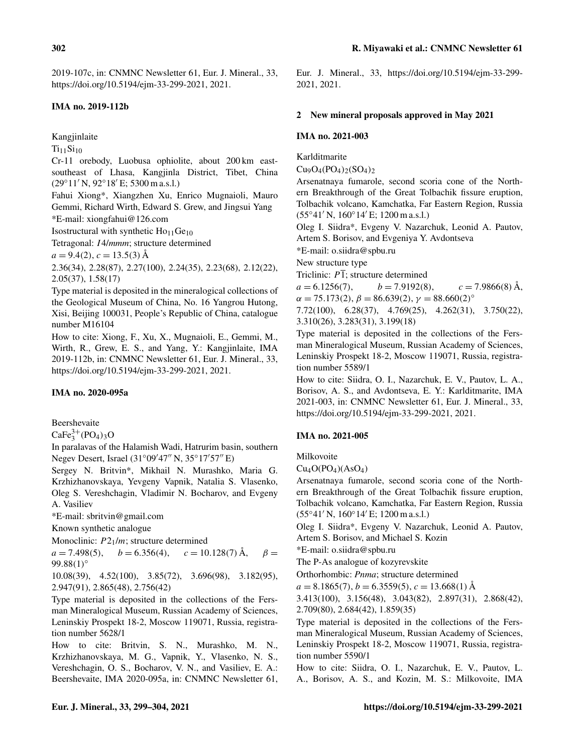2019-107c, in: CNMNC Newsletter 61, Eur. J. Mineral., 33, https://doi.org/10.5194/ejm-33-299-2021, 2021.

### IMA no. 2019-112b

Kangjinlaite

$Ti_{11}Si_{10}$

Cr-11 orebody, Luobusa ophiolite, about 200 km east-southeast of Lhasa, Kangjinla District, Tibet, China (29°11′ N, 92°18′ E; 5300 m a.s.l.)

Fahui Xiong*, Xiangzhen Xu, Enrico Mugnaioli, Mauro Gemmi, Richard Wirth, Edward S. Grew, and Jingsui Yang

*E-mail: xiongfahui@126.com

Isostructural with synthetic $Ho_{11}Ge_{10}$

Tetragonal: *I*4/*mmm*; structure determined

$a = 9.4(2)$, $c = 13.5(3)$ Å

2.36(34), 2.28(87), 2.27(100), 2.24(35), 2.23(68), 2.12(22), 2.05(37), 1.58(17)

Type material is deposited in the mineralogical collections of the Geological Museum of China, No. 16 Yangrou Hutong, Xisi, Beijing 100031, People's Republic of China, catalogue number M16104

How to cite: Xiong, F., Xu, X., Mugnaioli, E., Gemmi, M., Wirth, R., Grew, E. S., and Yang, Y.: Kangjinlaite, IMA 2019-112b, in: CNMNC Newsletter 61, Eur. J. Mineral., 33, https://doi.org/10.5194/ejm-33-299-2021, 2021.

### IMA no. 2020-095a

Beershevaite

$CaFe^{3+}_3(PO_4)_3O$

In paralavas of the Halamish Wadi, Hatrurim basin, southern Negev Desert, Israel (31°09′47″ N, 35°17′57″ E)

Sergey N. Britvin*, Mikhail N. Murashko, Maria G. Krzhizhanovskaya, Yevgeny Vapnik, Natalia S. Vlasenko, Oleg S. Vereshchagin, Vladimir N. Bocharov, and Evgeny A. Vasiliev

*E-mail: sbritvin@gmail.com

Known synthetic analogue

Monoclinic: $P2_1/m$; structure determined

$a = 7.498(5)$, $b = 6.356(4)$, $c = 10.128(7)$ Å, $\beta = 99.88(1)°$

10.08(39), 4.52(100), 3.85(72), 3.696(98), 3.182(95), 2.947(91), 2.865(48), 2.756(42)

Type material is deposited in the collections of the Fersman Mineralogical Museum, Russian Academy of Sciences, Leninskiy Prospekt 18-2, Moscow 119071, Russia, registration number 5628/1

How to cite: Britvin, S. N., Murashko, M. N., Krzhizhanovskaya, M. G., Vapnik, Y., Vlasenko, N. S., Vereshchagin, O. S., Bocharov, V. N., and Vasiliev, E. A.: Beershevaite, IMA 2020-095a, in: CNMNC Newsletter 61, Eur. J. Mineral., 33, https://doi.org/10.5194/ejm-33-299-2021, 2021.

## 2 New mineral proposals approved in May 2021

### IMA no. 2021-003

Karlditmarite

$Cu_9O_4(PO_4)_2(SO_4)_2$

Arsenatnaya fumarole, second scoria cone of the Northern Breakthrough of the Great Tolbachik fissure eruption, Tolbachik volcano, Kamchatka, Far Eastern Region, Russia (55°41′ N, 160°14′ E; 1200 m a.s.l.)

Oleg I. Siidra*, Evgeny V. Nazarchuk, Leonid A. Pautov, Artem S. Borisov, and Evgeniya Y. Avdontseva

*E-mail: o.siidra@spbu.ru

New structure type

Triclinic: $P\bar{1}$; structure determined

$a = 6.1256(7)$, $b = 7.9192(8)$, $c = 7.9866(8)$ Å, $\alpha = 75.173(2)$, $\beta = 86.639(2)$, $\gamma = 88.660(2)°$

7.72(100), 6.28(37), 4.769(25), 4.262(31), 3.750(22), 3.310(26), 3.283(31), 3.199(18)

Type material is deposited in the collections of the Fersman Mineralogical Museum, Russian Academy of Sciences, Leninskiy Prospekt 18-2, Moscow 119071, Russia, registration number 5589/1

How to cite: Siidra, O. I., Nazarchuk, E. V., Pautov, L. A., Borisov, A. S., and Avdontseva, E. Y.: Karlditmarite, IMA 2021-003, in: CNMNC Newsletter 61, Eur. J. Mineral., 33, https://doi.org/10.5194/ejm-33-299-2021, 2021.

### IMA no. 2021-005

Milkovoite

$Cu_4O(PO_4)(AsO_4)$

Arsenatnaya fumarole, second scoria cone of the Northern Breakthrough of the Great Tolbachik fissure eruption, Tolbachik volcano, Kamchatka, Far Eastern Region, Russia (55°41′ N, 160°14′ E; 1200 m a.s.l.)

Oleg I. Siidra*, Evgeny V. Nazarchuk, Leonid A. Pautov, Artem S. Borisov, and Michael S. Kozin

*E-mail: o.siidra@spbu.ru

The P-As analogue of kozyrevskite

Orthorhombic: *Pnma*; structure determined

$a = 8.1865(7)$, $b = 6.3559(5)$, $c = 13.668(1)$ Å

3.413(100), 3.156(48), 3.043(82), 2.897(31), 2.868(42), 2.709(80), 2.684(42), 1.859(35)

Type material is deposited in the collections of the Fersman Mineralogical Museum, Russian Academy of Sciences, Leninskiy Prospekt 18-2, Moscow 119071, Russia, registration number 5590/1

How to cite: Siidra, O. I., Nazarchuk, E. V., Pautov, L. A., Borisov, A. S., and Kozin, M. S.: Milkovoite, IMA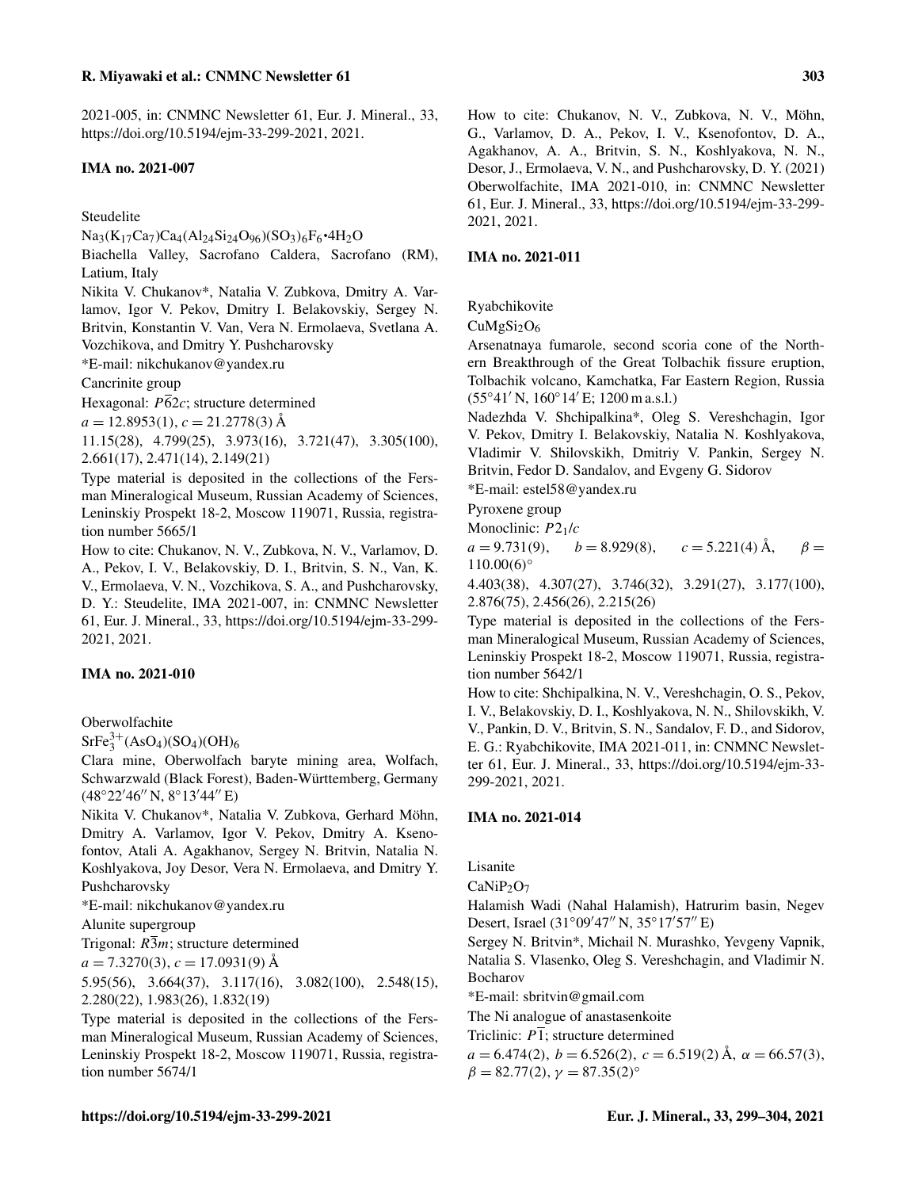2021-005, in: CNMNC Newsletter 61, Eur. J. Mineral., 33, https://doi.org/10.5194/ejm-33-299-2021, 2021.

## IMA no. 2021-007

Steudelite

$Na_3(K_{17}Ca_7)Ca_4(Al_{24}Si_{24}O_{96})(SO_3)_6F_6{\cdot}4H_2O$

Biachella Valley, Sacrofano Caldera, Sacrofano (RM), Latium, Italy

Nikita V. Chukanov*, Natalia V. Zubkova, Dmitry A. Varlamov, Igor V. Pekov, Dmitry I. Belakovskiy, Sergey N. Britvin, Konstantin V. Van, Vera N. Ermolaeva, Svetlana A. Vozchikova, and Dmitry Y. Pushcharovsky

*E-mail: nikchukanov@yandex.ru

Cancrinite group

Hexagonal: $P\overline{6}2c$; structure determined

$a = 12.8953(1)$, $c = 21.2778(3)$ Å

11.15(28), 4.799(25), 3.973(16), 3.721(47), 3.305(100), 2.661(17), 2.471(14), 2.149(21)

Type material is deposited in the collections of the Fersman Mineralogical Museum, Russian Academy of Sciences, Leninskiy Prospekt 18-2, Moscow 119071, Russia, registration number 5665/1

How to cite: Chukanov, N. V., Zubkova, N. V., Varlamov, D. A., Pekov, I. V., Belakovskiy, D. I., Britvin, S. N., Van, K. V., Ermolaeva, V. N., Vozchikova, S. A., and Pushcharovsky, D. Y.: Steudelite, IMA 2021-007, in: CNMNC Newsletter 61, Eur. J. Mineral., 33, https://doi.org/10.5194/ejm-33-299-2021, 2021.

## IMA no. 2021-010

Oberwolfachite

$SrFe^{3+}_3(AsO_4)(SO_4)(OH)_6$

Clara mine, Oberwolfach baryte mining area, Wolfach, Schwarzwald (Black Forest), Baden-Württemberg, Germany (48°22′46″ N, 8°13′44″ E)

Nikita V. Chukanov*, Natalia V. Zubkova, Gerhard Möhn, Dmitry A. Varlamov, Igor V. Pekov, Dmitry A. Ksenofontov, Atali A. Agakhanov, Sergey N. Britvin, Natalia N. Koshlyakova, Joy Desor, Vera N. Ermolaeva, and Dmitry Y. Pushcharovsky

*E-mail: nikchukanov@yandex.ru

Alunite supergroup

Trigonal: $R\overline{3}m$; structure determined

$a = 7.3270(3)$, $c = 17.0931(9)$ Å

5.95(56), 3.664(37), 3.117(16), 3.082(100), 2.548(15), 2.280(22), 1.983(26), 1.832(19)

Type material is deposited in the collections of the Fersman Mineralogical Museum, Russian Academy of Sciences, Leninskiy Prospekt 18-2, Moscow 119071, Russia, registration number 5674/1

How to cite: Chukanov, N. V., Zubkova, N. V., Möhn, G., Varlamov, D. A., Pekov, I. V., Ksenofontov, D. A., Agakhanov, A. A., Britvin, S. N., Koshlyakova, N. N., Desor, J., Ermolaeva, V. N., and Pushcharovsky, D. Y. (2021) Oberwolfachite, IMA 2021-010, in: CNMNC Newsletter 61, Eur. J. Mineral., 33, https://doi.org/10.5194/ejm-33-299-2021, 2021.

## IMA no. 2021-011

Ryabchikovite

$CuMgSi_2O_6$

Arsenatnaya fumarole, second scoria cone of the Northern Breakthrough of the Great Tolbachik fissure eruption, Tolbachik volcano, Kamchatka, Far Eastern Region, Russia (55°41′ N, 160°14′ E; 1200 m a.s.l.)

Nadezhda V. Shchipalkina*, Oleg S. Vereshchagin, Igor V. Pekov, Dmitry I. Belakovskiy, Natalia N. Koshlyakova, Vladimir V. Shilovskikh, Dmitriy V. Pankin, Sergey N. Britvin, Fedor D. Sandalov, and Evgeny G. Sidorov

*E-mail: estel58@yandex.ru

Pyroxene group

Monoclinic: $P2_1/c$

$a = 9.731(9)$, $b = 8.929(8)$, $c = 5.221(4)$ Å, $\beta = 110.00(6)°$

4.403(38), 4.307(27), 3.746(32), 3.291(27), 3.177(100), 2.876(75), 2.456(26), 2.215(26)

Type material is deposited in the collections of the Fersman Mineralogical Museum, Russian Academy of Sciences, Leninskiy Prospekt 18-2, Moscow 119071, Russia, registration number 5642/1

How to cite: Shchipalkina, N. V., Vereshchagin, O. S., Pekov, I. V., Belakovskiy, D. I., Koshlyakova, N. N., Shilovskikh, V. V., Pankin, D. V., Britvin, S. N., Sandalov, F. D., and Sidorov, E. G.: Ryabchikovite, IMA 2021-011, in: CNMNC Newsletter 61, Eur. J. Mineral., 33, https://doi.org/10.5194/ejm-33-299-2021, 2021.

## IMA no. 2021-014

Lisanite

$CaNiP_2O_7$

Halamish Wadi (Nahal Halamish), Hatrurim basin, Negev Desert, Israel (31°09′47″ N, 35°17′57″ E)

Sergey N. Britvin*, Michail N. Murashko, Yevgeny Vapnik, Natalia S. Vlasenko, Oleg S. Vereshchagin, and Vladimir N. Bocharov

*E-mail: sbritvin@gmail.com

The Ni analogue of anastasenkoite

Triclinic: $P\overline{1}$; structure determined

$a = 6.474(2)$, $b = 6.526(2)$, $c = 6.519(2)$ Å, $\alpha = 66.57(3)$, $\beta = 82.77(2)$, $\gamma = 87.35(2)°$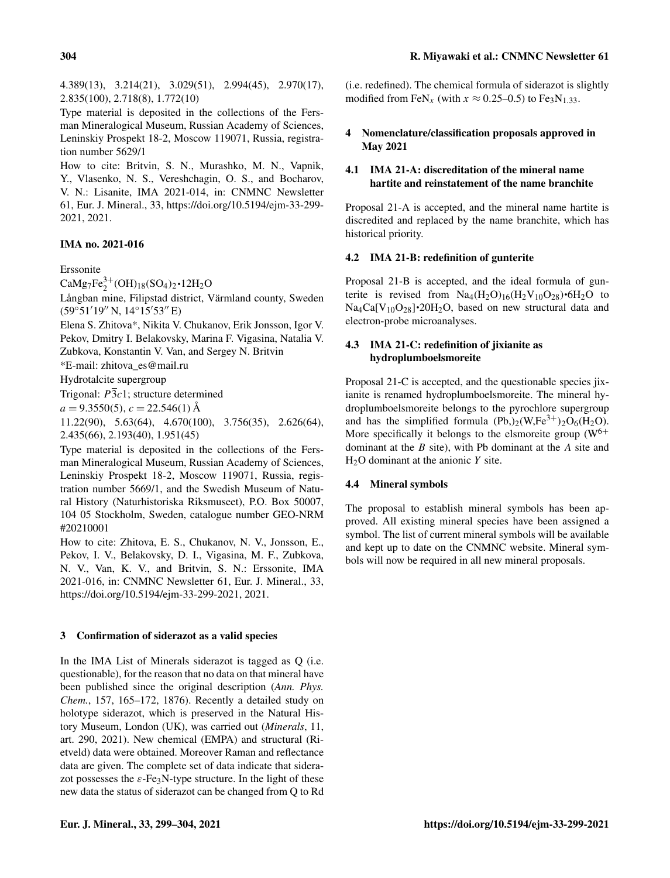4.389(13), 3.214(21), 3.029(51), 2.994(45), 2.970(17), 2.835(100), 2.718(8), 1.772(10)

Type material is deposited in the collections of the Fersman Mineralogical Museum, Russian Academy of Sciences, Leninskiy Prospekt 18-2, Moscow 119071, Russia, registration number 5629/1

How to cite: Britvin, S. N., Murashko, M. N., Vapnik, Y., Vlasenko, N. S., Vereshchagin, O. S., and Bocharov, V. N.: Lisanite, IMA 2021-014, in: CNMNC Newsletter 61, Eur. J. Mineral., 33, https://doi.org/10.5194/ejm-33-299-2021, 2021.

**IMA no. 2021-016**

Erssonite

$CaMg_7Fe^{3+}_2(OH)_{18}(SO_4)_2 \cdot 12H_2O$

Långban mine, Filipstad district, Värmland county, Sweden (59°51′19″ N, 14°15′53″ E)

Elena S. Zhitova*, Nikita V. Chukanov, Erik Jonsson, Igor V. Pekov, Dmitry I. Belakovsky, Marina F. Vigasina, Natalia V. Zubkova, Konstantin V. Van, and Sergey N. Britvin

*E-mail: zhitova_es@mail.ru

Hydrotalcite supergroup

Trigonal: $P\overline{3}c1$; structure determined

$a = 9.3550(5)$, $c = 22.546(1)$ Å

11.22(90), 5.63(64), 4.670(100), 3.756(35), 2.626(64), 2.435(66), 2.193(40), 1.951(45)

Type material is deposited in the collections of the Fersman Mineralogical Museum, Russian Academy of Sciences, Leninskiy Prospekt 18-2, Moscow 119071, Russia, registration number 5669/1, and the Swedish Museum of Natural History (Naturhistoriska Riksmuseet), P.O. Box 50007, 104 05 Stockholm, Sweden, catalogue number GEO-NRM #20210001

How to cite: Zhitova, E. S., Chukanov, N. V., Jonsson, E., Pekov, I. V., Belakovsky, D. I., Vigasina, M. F., Zubkova, N. V., Van, K. V., and Britvin, S. N.: Erssonite, IMA 2021-016, in: CNMNC Newsletter 61, Eur. J. Mineral., 33, https://doi.org/10.5194/ejm-33-299-2021, 2021.

## 3 Confirmation of siderazot as a valid species

In the IMA List of Minerals siderazot is tagged as Q (i.e. questionable), for the reason that no data on that mineral have been published since the original description (*Ann. Phys. Chem.*, 157, 165–172, 1876). Recently a detailed study on holotype siderazot, which is preserved in the Natural History Museum, London (UK), was carried out (*Minerals*, 11, art. 290, 2021). New chemical (EMPA) and structural (Rietveld) data were obtained. Moreover Raman and reflectance data are given. The complete set of data indicate that siderazot possesses the $\varepsilon$-$Fe_3N$-type structure. In the light of these new data the status of siderazot can be changed from Q to Rd (i.e. redefined). The chemical formula of siderazot is slightly modified from $FeN_x$ (with $x \approx 0.25$–$0.5$) to $Fe_3N_{1.33}$.

## 4 Nomenclature/classification proposals approved in May 2021

### 4.1 IMA 21-A: discreditation of the mineral name hartite and reinstatement of the name branchite

Proposal 21-A is accepted, and the mineral name hartite is discredited and replaced by the name branchite, which has historical priority.

### 4.2 IMA 21-B: redefinition of gunterite

Proposal 21-B is accepted, and the ideal formula of gunterite is revised from $Na_4(H_2O)_{16}(H_2V_{10}O_{28}) \cdot 6H_2O$ to $Na_4Ca[V_{10}O_{28}] \cdot 20H_2O$, based on new structural data and electron-probe microanalyses.

### 4.3 IMA 21-C: redefinition of jixianite as hydroplumboelsmoreite

Proposal 21-C is accepted, and the questionable species jixianite is renamed hydroplumboelsmoreite. The mineral hydroplumboelsmoreite belongs to the pyrochlore supergroup and has the simplified formula $(Pb,)_2(W,Fe^{3+})_2O_6(H_2O)$. More specifically it belongs to the elsmoreite group ($W^{6+}$ dominant at the *B* site), with Pb dominant at the *A* site and $H_2O$ dominant at the anionic *Y* site.

### 4.4 Mineral symbols

The proposal to establish mineral symbols has been approved. All existing mineral species have been assigned a symbol. The list of current mineral symbols will be available and kept up to date on the CNMNC website. Mineral symbols will now be required in all new mineral proposals.